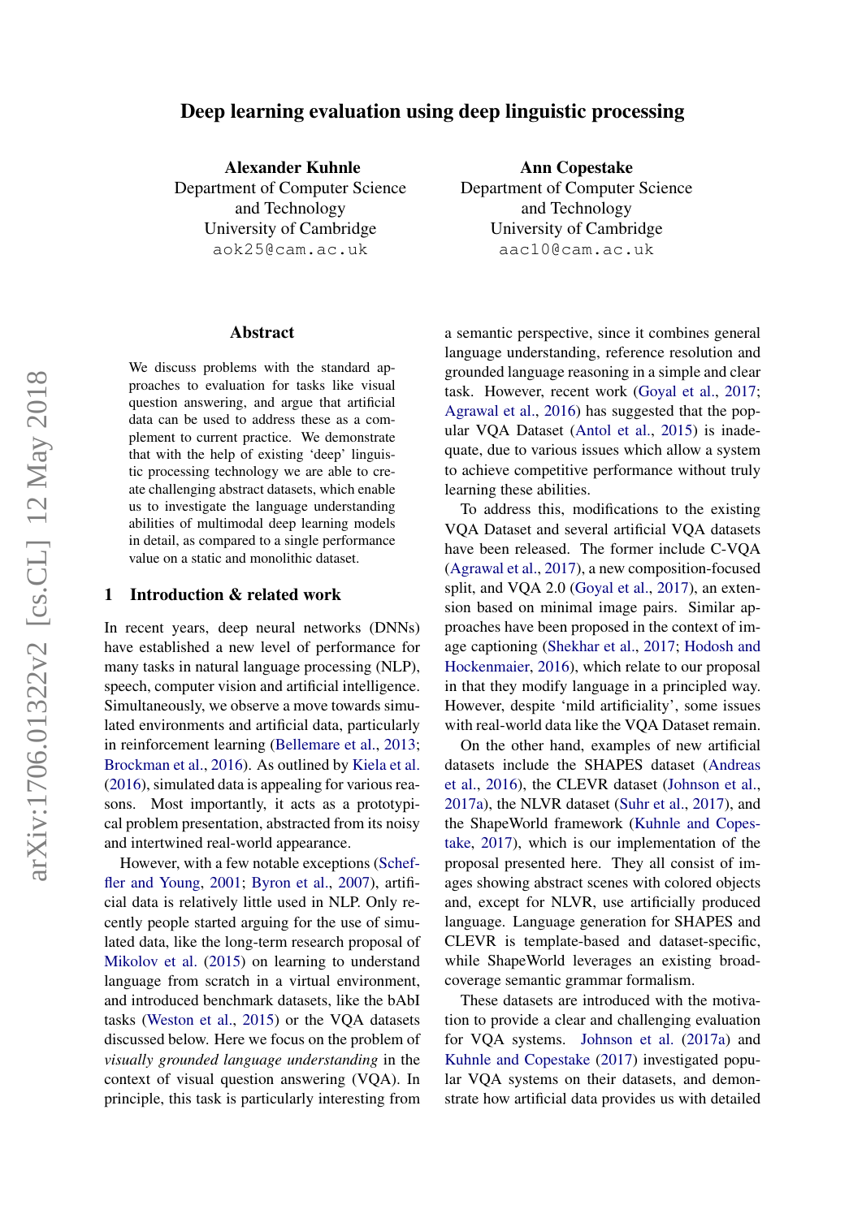# Deep learning evaluation using deep linguistic processing

**Alexander Kuhnle**
Department of Computer Science and Technology
University of Cambridge
aok25@cam.ac.uk

**Ann Copestake**
Department of Computer Science and Technology
University of Cambridge
aac10@cam.ac.uk

## Abstract

We discuss problems with the standard approaches to evaluation for tasks like visual question answering, and argue that artificial data can be used to address these as a complement to current practice. We demonstrate that with the help of existing 'deep' linguistic processing technology we are able to create challenging abstract datasets, which enable us to investigate the language understanding abilities of multimodal deep learning models in detail, as compared to a single performance value on a static and monolithic dataset.

## 1 Introduction & related work

In recent years, deep neural networks (DNNs) have established a new level of performance for many tasks in natural language processing (NLP), speech, computer vision and artificial intelligence. Simultaneously, we observe a move towards simulated environments and artificial data, particularly in reinforcement learning (Bellemare et al., 2013; Brockman et al., 2016). As outlined by Kiela et al. (2016), simulated data is appealing for various reasons. Most importantly, it acts as a prototypical problem presentation, abstracted from its noisy and intertwined real-world appearance.

However, with a few notable exceptions (Scheffler and Young, 2001; Byron et al., 2007), artificial data is relatively little used in NLP. Only recently people started arguing for the use of simulated data, like the long-term research proposal of Mikolov et al. (2015) on learning to understand language from scratch in a virtual environment, and introduced benchmark datasets, like the bAbI tasks (Weston et al., 2015) or the VQA datasets discussed below. Here we focus on the problem of *visually grounded language understanding* in the context of visual question answering (VQA). In principle, this task is particularly interesting from a semantic perspective, since it combines general language understanding, reference resolution and grounded language reasoning in a simple and clear task. However, recent work (Goyal et al., 2017; Agrawal et al., 2016) has suggested that the popular VQA Dataset (Antol et al., 2015) is inadequate, due to various issues which allow a system to achieve competitive performance without truly learning these abilities.

To address this, modifications to the existing VQA Dataset and several artificial VQA datasets have been released. The former include C-VQA (Agrawal et al., 2017), a new composition-focused split, and VQA 2.0 (Goyal et al., 2017), an extension based on minimal image pairs. Similar approaches have been proposed in the context of image captioning (Shekhar et al., 2017; Hodosh and Hockenmaier, 2016), which relate to our proposal in that they modify language in a principled way. However, despite 'mild artificiality', some issues with real-world data like the VQA Dataset remain.

On the other hand, examples of new artificial datasets include the SHAPES dataset (Andreas et al., 2016), the CLEVR dataset (Johnson et al., 2017a), the NLVR dataset (Suhr et al., 2017), and the ShapeWorld framework (Kuhnle and Copestake, 2017), which is our implementation of the proposal presented here. They all consist of images showing abstract scenes with colored objects and, except for NLVR, use artificially produced language. Language generation for SHAPES and CLEVR is template-based and dataset-specific, while ShapeWorld leverages an existing broad-coverage semantic grammar formalism.

These datasets are introduced with the motivation to provide a clear and challenging evaluation for VQA systems. Johnson et al. (2017a) and Kuhnle and Copestake (2017) investigated popular VQA systems on their datasets, and demonstrate how artificial data provides us with detailed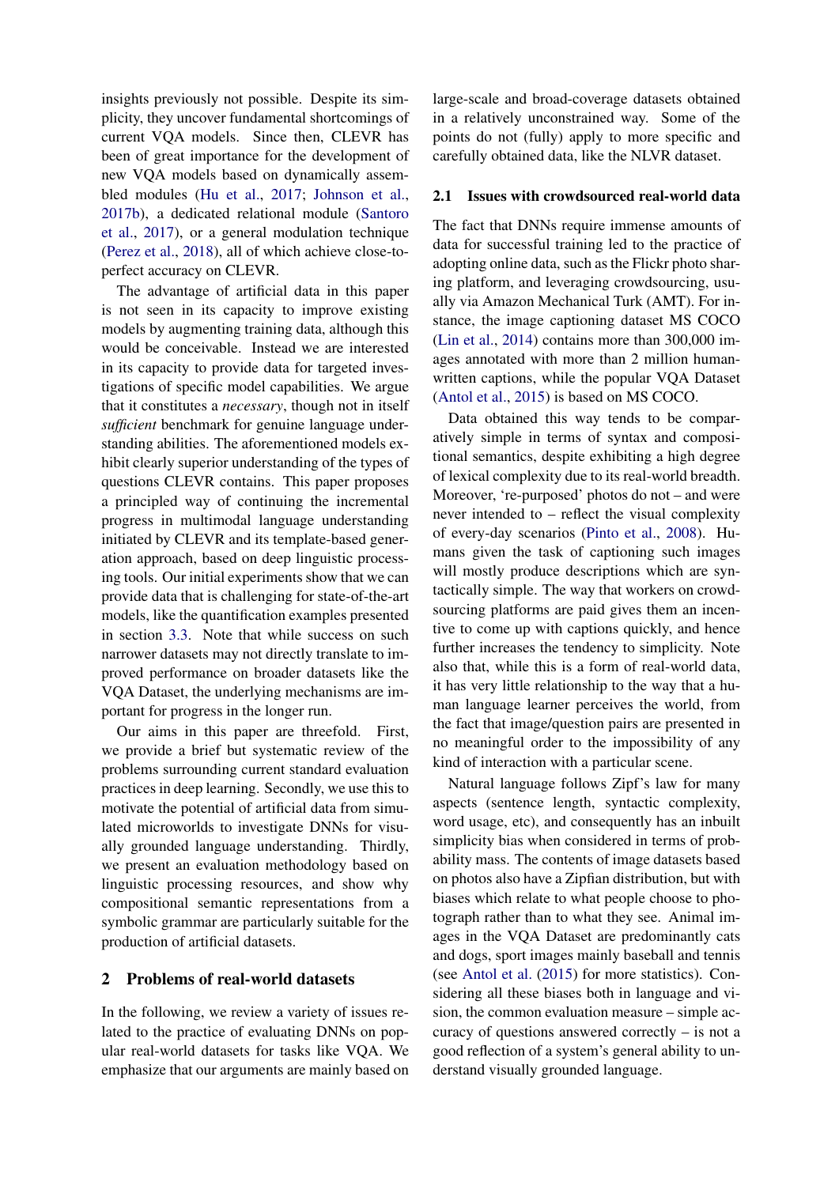insights previously not possible. Despite its simplicity, they uncover fundamental shortcomings of current VQA models. Since then, CLEVR has been of great importance for the development of new VQA models based on dynamically assembled modules (Hu et al., 2017; Johnson et al., 2017b), a dedicated relational module (Santoro et al., 2017), or a general modulation technique (Perez et al., 2018), all of which achieve close-to-perfect accuracy on CLEVR.

The advantage of artificial data in this paper is not seen in its capacity to improve existing models by augmenting training data, although this would be conceivable. Instead we are interested in its capacity to provide data for targeted investigations of specific model capabilities. We argue that it constitutes a *necessary*, though not in itself *sufficient* benchmark for genuine language understanding abilities. The aforementioned models exhibit clearly superior understanding of the types of questions CLEVR contains. This paper proposes a principled way of continuing the incremental progress in multimodal language understanding initiated by CLEVR and its template-based generation approach, based on deep linguistic processing tools. Our initial experiments show that we can provide data that is challenging for state-of-the-art models, like the quantification examples presented in section 3.3. Note that while success on such narrower datasets may not directly translate to improved performance on broader datasets like the VQA Dataset, the underlying mechanisms are important for progress in the longer run.

Our aims in this paper are threefold. First, we provide a brief but systematic review of the problems surrounding current standard evaluation practices in deep learning. Secondly, we use this to motivate the potential of artificial data from simulated microworlds to investigate DNNs for visually grounded language understanding. Thirdly, we present an evaluation methodology based on linguistic processing resources, and show why compositional semantic representations from a symbolic grammar are particularly suitable for the production of artificial datasets.

## 2 Problems of real-world datasets

In the following, we review a variety of issues related to the practice of evaluating DNNs on popular real-world datasets for tasks like VQA. We emphasize that our arguments are mainly based on large-scale and broad-coverage datasets obtained in a relatively unconstrained way. Some of the points do not (fully) apply to more specific and carefully obtained data, like the NLVR dataset.

### 2.1 Issues with crowdsourced real-world data

The fact that DNNs require immense amounts of data for successful training led to the practice of adopting online data, such as the Flickr photo sharing platform, and leveraging crowdsourcing, usually via Amazon Mechanical Turk (AMT). For instance, the image captioning dataset MS COCO (Lin et al., 2014) contains more than 300,000 images annotated with more than 2 million human-written captions, while the popular VQA Dataset (Antol et al., 2015) is based on MS COCO.

Data obtained this way tends to be comparatively simple in terms of syntax and compositional semantics, despite exhibiting a high degree of lexical complexity due to its real-world breadth. Moreover, 're-purposed' photos do not – and were never intended to – reflect the visual complexity of every-day scenarios (Pinto et al., 2008). Humans given the task of captioning such images will mostly produce descriptions which are syntactically simple. The way that workers on crowdsourcing platforms are paid gives them an incentive to come up with captions quickly, and hence further increases the tendency to simplicity. Note also that, while this is a form of real-world data, it has very little relationship to the way that a human language learner perceives the world, from the fact that image/question pairs are presented in no meaningful order to the impossibility of any kind of interaction with a particular scene.

Natural language follows Zipf's law for many aspects (sentence length, syntactic complexity, word usage, etc), and consequently has an inbuilt simplicity bias when considered in terms of probability mass. The contents of image datasets based on photos also have a Zipfian distribution, but with biases which relate to what people choose to photograph rather than to what they see. Animal images in the VQA Dataset are predominantly cats and dogs, sport images mainly baseball and tennis (see Antol et al. (2015) for more statistics). Considering all these biases both in language and vision, the common evaluation measure – simple accuracy of questions answered correctly – is not a good reflection of a system's general ability to understand visually grounded language.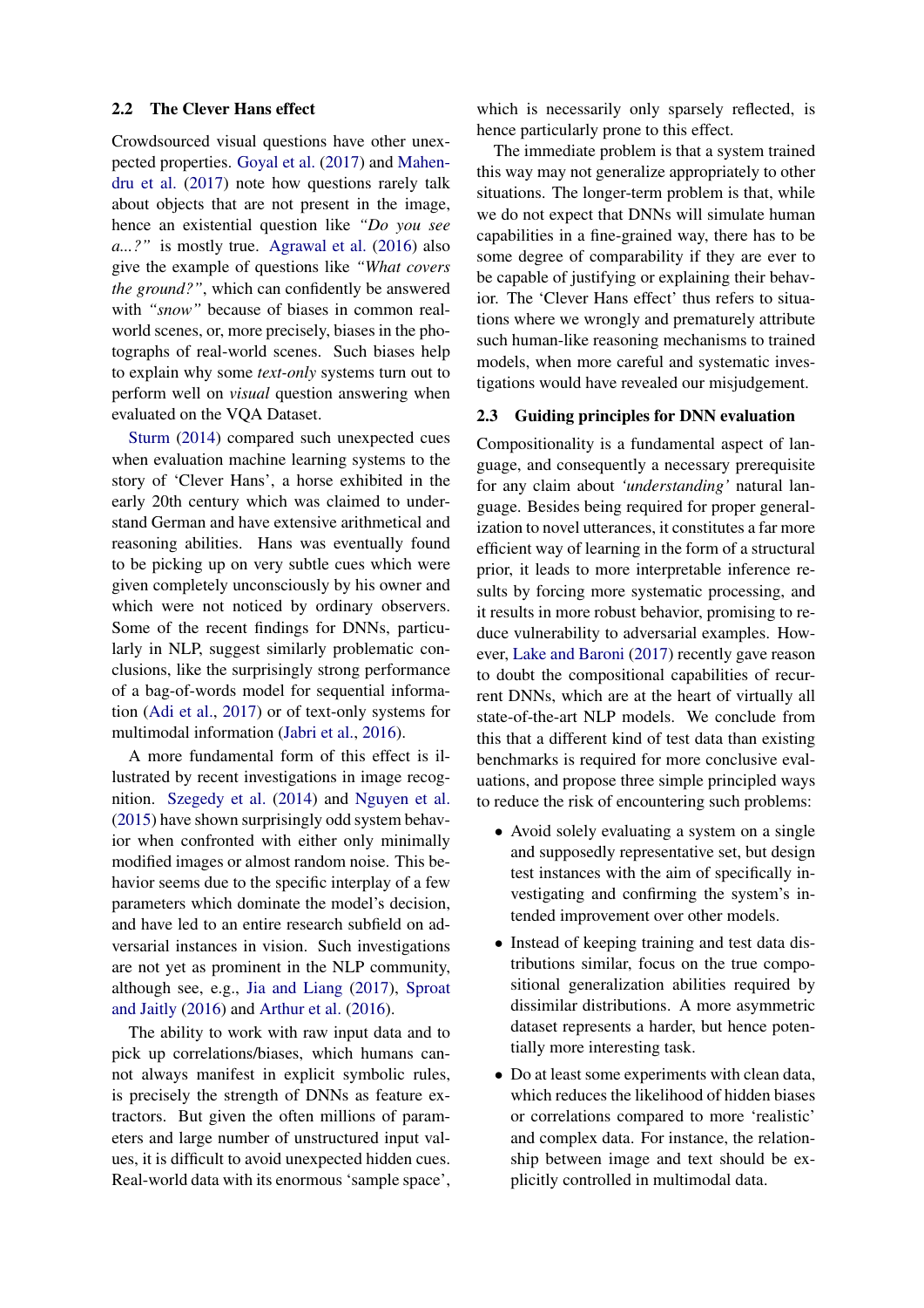### 2.2 The Clever Hans effect

Crowdsourced visual questions have other unexpected properties. Goyal et al. (2017) and Mahendru et al. (2017) note how questions rarely talk about objects that are not present in the image, hence an existential question like *"Do you see a...?"* is mostly true. Agrawal et al. (2016) also give the example of questions like *"What covers the ground?"*, which can confidently be answered with *"snow"* because of biases in common real-world scenes, or, more precisely, biases in the photographs of real-world scenes. Such biases help to explain why some *text-only* systems turn out to perform well on *visual* question answering when evaluated on the VQA Dataset.

Sturm (2014) compared such unexpected cues when evaluation machine learning systems to the story of 'Clever Hans', a horse exhibited in the early 20th century which was claimed to understand German and have extensive arithmetical and reasoning abilities. Hans was eventually found to be picking up on very subtle cues which were given completely unconsciously by his owner and which were not noticed by ordinary observers. Some of the recent findings for DNNs, particularly in NLP, suggest similarly problematic conclusions, like the surprisingly strong performance of a bag-of-words model for sequential information (Adi et al., 2017) or of text-only systems for multimodal information (Jabri et al., 2016).

A more fundamental form of this effect is illustrated by recent investigations in image recognition. Szegedy et al. (2014) and Nguyen et al. (2015) have shown surprisingly odd system behavior when confronted with either only minimally modified images or almost random noise. This behavior seems due to the specific interplay of a few parameters which dominate the model's decision, and have led to an entire research subfield on adversarial instances in vision. Such investigations are not yet as prominent in the NLP community, although see, e.g., Jia and Liang (2017), Sproat and Jaitly (2016) and Arthur et al. (2016).

The ability to work with raw input data and to pick up correlations/biases, which humans cannot always manifest in explicit symbolic rules, is precisely the strength of DNNs as feature extractors. But given the often millions of parameters and large number of unstructured input values, it is difficult to avoid unexpected hidden cues. Real-world data with its enormous 'sample space', which is necessarily only sparsely reflected, is hence particularly prone to this effect.

The immediate problem is that a system trained this way may not generalize appropriately to other situations. The longer-term problem is that, while we do not expect that DNNs will simulate human capabilities in a fine-grained way, there has to be some degree of comparability if they are ever to be capable of justifying or explaining their behavior. The 'Clever Hans effect' thus refers to situations where we wrongly and prematurely attribute such human-like reasoning mechanisms to trained models, when more careful and systematic investigations would have revealed our misjudgement.

### 2.3 Guiding principles for DNN evaluation

Compositionality is a fundamental aspect of language, and consequently a necessary prerequisite for any claim about *'understanding'* natural language. Besides being required for proper generalization to novel utterances, it constitutes a far more efficient way of learning in the form of a structural prior, it leads to more interpretable inference results by forcing more systematic processing, and it results in more robust behavior, promising to reduce vulnerability to adversarial examples. However, Lake and Baroni (2017) recently gave reason to doubt the compositional capabilities of recurrent DNNs, which are at the heart of virtually all state-of-the-art NLP models. We conclude from this that a different kind of test data than existing benchmarks is required for more conclusive evaluations, and propose three simple principled ways to reduce the risk of encountering such problems:

- Avoid solely evaluating a system on a single and supposedly representative set, but design test instances with the aim of specifically investigating and confirming the system's intended improvement over other models.
- Instead of keeping training and test data distributions similar, focus on the true compositional generalization abilities required by dissimilar distributions. A more asymmetric dataset represents a harder, but hence potentially more interesting task.
- Do at least some experiments with clean data, which reduces the likelihood of hidden biases or correlations compared to more 'realistic' and complex data. For instance, the relationship between image and text should be explicitly controlled in multimodal data.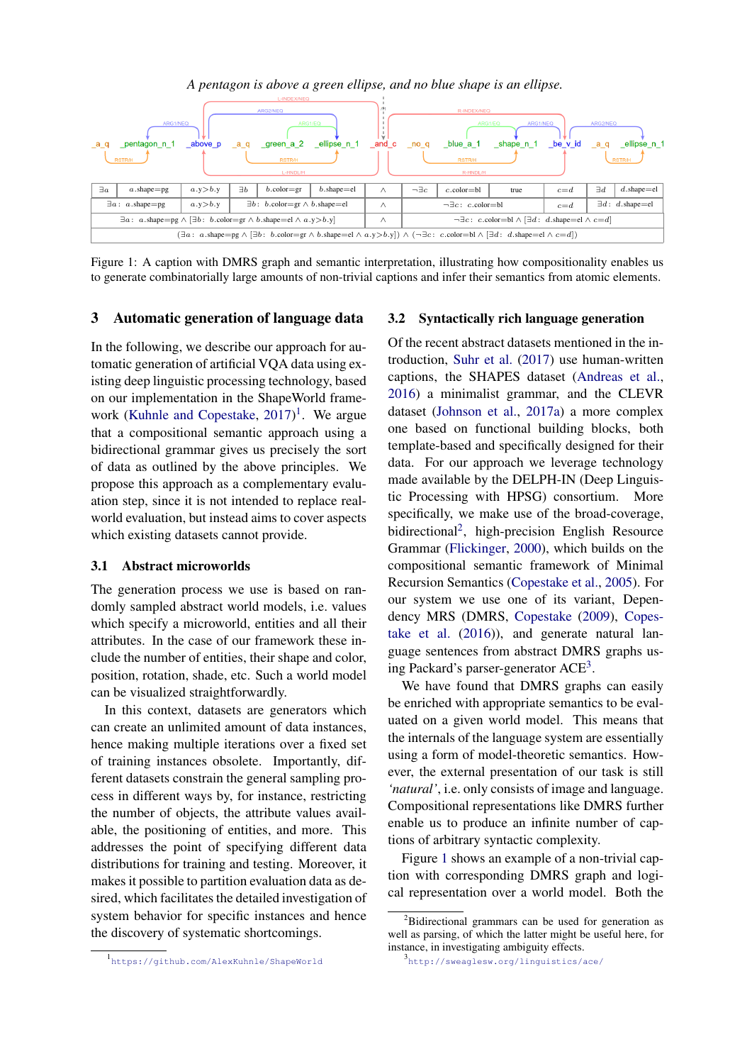*A pentagon is above a green ellipse, and no blue shape is an ellipse.*

| $\exists a$ | $a$.shape=pg | $a.y > b.y$ | $\exists b$ | $b$.color=gr | $b$.shape=el | $\wedge$ | $\neg\exists c$ | $c$.color=bl | true | $c=d$ | $\exists d$ | $d$.shape=el |
|---|---|---|---|---|---|---|---|---|---|---|---|---|
| $\exists a:\ a$.shape=pg | | $a.y > b.y$ | $\exists b:\ b$.color=gr $\wedge$ $b$.shape=el | | | $\wedge$ | $\neg\exists c:\ c$.color=bl | | | $c=d$ | $\exists d:\ d$.shape=el | |
| $\exists a:\ a$.shape=pg $\wedge$ [$\exists b:\ b$.color=gr $\wedge$ $b$.shape=el $\wedge$ $a.y > b.y$] | | | | | | $\wedge$ | $\neg\exists c:\ c$.color=bl $\wedge$ [$\exists d:\ d$.shape=el $\wedge$ $c=d$] | | | | | |
| ($\exists a:\ a$.shape=pg $\wedge$ [$\exists b:\ b$.color=gr $\wedge$ $b$.shape=el $\wedge$ $a.y > b.y$]) $\wedge$ ($\neg\exists c:\ c$.color=bl $\wedge$ [$\exists d:\ d$.shape=el $\wedge$ $c=d$]) | | | | | | | | | | | | |

Figure 1: A caption with DMRS graph and semantic interpretation, illustrating how compositionality enables us to generate combinatorially large amounts of non-trivial captions and infer their semantics from atomic elements.

## 3 Automatic generation of language data

In the following, we describe our approach for automatic generation of artificial VQA data using existing deep linguistic processing technology, based on our implementation in the ShapeWorld framework (Kuhnle and Copestake, 2017)[1]. We argue that a compositional semantic approach using a bidirectional grammar gives us precisely the sort of data as outlined by the above principles. We propose this approach as a complementary evaluation step, since it is not intended to replace real-world evaluation, but instead aims to cover aspects which existing datasets cannot provide.

### 3.1 Abstract microworlds

The generation process we use is based on randomly sampled abstract world models, i.e. values which specify a microworld, entities and all their attributes. In the case of our framework these include the number of entities, their shape and color, position, rotation, shade, etc. Such a world model can be visualized straightforwardly.

In this context, datasets are generators which can create an unlimited amount of data instances, hence making multiple iterations over a fixed set of training instances obsolete. Importantly, different datasets constrain the general sampling process in different ways by, for instance, restricting the number of objects, the attribute values available, the positioning of entities, and more. This addresses the point of specifying different data distributions for training and testing. Moreover, it makes it possible to partition evaluation data as desired, which facilitates the detailed investigation of system behavior for specific instances and hence the discovery of systematic shortcomings.

### 3.2 Syntactically rich language generation

Of the recent abstract datasets mentioned in the introduction, Suhr et al. (2017) use human-written captions, the SHAPES dataset (Andreas et al., 2016) a minimalist grammar, and the CLEVR dataset (Johnson et al., 2017a) a more complex one based on functional building blocks, both template-based and specifically designed for their data. For our approach we leverage technology made available by the DELPH-IN (Deep Linguistic Processing with HPSG) consortium. More specifically, we make use of the broad-coverage, bidirectional[2], high-precision English Resource Grammar (Flickinger, 2000), which builds on the compositional semantic framework of Minimal Recursion Semantics (Copestake et al., 2005). For our system we use one of its variant, Dependency MRS (DMRS, Copestake (2009), Copestake et al. (2016)), and generate natural language sentences from abstract DMRS graphs using Packard's parser-generator ACE[3].

We have found that DMRS graphs can easily be enriched with appropriate semantics to be evaluated on a given world model. This means that the internals of the language system are essentially using a form of model-theoretic semantics. However, the external presentation of our task is still *'natural'*, i.e. only consists of image and language. Compositional representations like DMRS further enable us to produce an infinite number of captions of arbitrary syntactic complexity.

Figure 1 shows an example of a non-trivial caption with corresponding DMRS graph and logical representation over a world model. Both the

[1] https://github.com/AlexKuhnle/ShapeWorld

[2] Bidirectional grammars can be used for generation as well as parsing, of which the latter might be useful here, for instance, in investigating ambiguity effects.

[3] http://sweaglesw.org/linguistics/ace/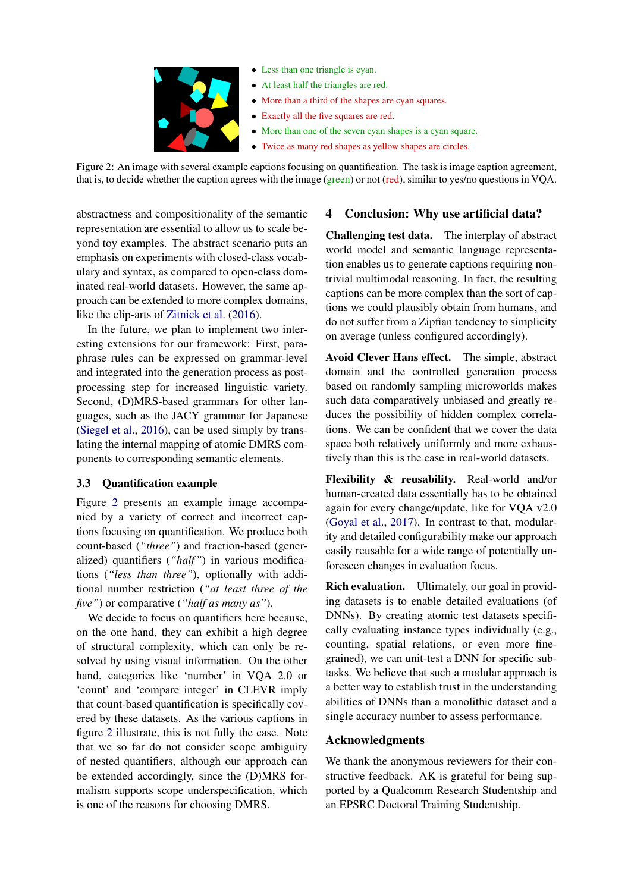- Less than one triangle is cyan.
- At least half the triangles are red.
- More than a third of the shapes are cyan squares.
- Exactly all the five squares are red.
- More than one of the seven cyan shapes is a cyan square.
- Twice as many red shapes as yellow shapes are circles.

Figure 2: An image with several example captions focusing on quantification. The task is image caption agreement, that is, to decide whether the caption agrees with the image (green) or not (red), similar to yes/no questions in VQA.

abstractness and compositionality of the semantic representation are essential to allow us to scale beyond toy examples. The abstract scenario puts an emphasis on experiments with closed-class vocabulary and syntax, as compared to open-class dominated real-world datasets. However, the same approach can be extended to more complex domains, like the clip-arts of Zitnick et al. (2016).

In the future, we plan to implement two interesting extensions for our framework: First, paraphrase rules can be expressed on grammar-level and integrated into the generation process as post-processing step for increased linguistic variety. Second, (D)MRS-based grammars for other languages, such as the JACY grammar for Japanese (Siegel et al., 2016), can be used simply by translating the internal mapping of atomic DMRS components to corresponding semantic elements.

### 3.3 Quantification example

Figure 2 presents an example image accompanied by a variety of correct and incorrect captions focusing on quantification. We produce both count-based (*"three"*) and fraction-based (generalized) quantifiers (*"half"*) in various modifications (*"less than three"*), optionally with additional number restriction (*"at least three of the five"*) or comparative (*"half as many as"*).

We decide to focus on quantifiers here because, on the one hand, they can exhibit a high degree of structural complexity, which can only be resolved by using visual information. On the other hand, categories like 'number' in VQA 2.0 or 'count' and 'compare integer' in CLEVR imply that count-based quantification is specifically covered by these datasets. As the various captions in figure 2 illustrate, this is not fully the case. Note that we so far do not consider scope ambiguity of nested quantifiers, although our approach can be extended accordingly, since the (D)MRS formalism supports scope underspecification, which is one of the reasons for choosing DMRS.

## 4 Conclusion: Why use artificial data?

**Challenging test data.** The interplay of abstract world model and semantic language representation enables us to generate captions requiring non-trivial multimodal reasoning. In fact, the resulting captions can be more complex than the sort of captions we could plausibly obtain from humans, and do not suffer from a Zipfian tendency to simplicity on average (unless configured accordingly).

**Avoid Clever Hans effect.** The simple, abstract domain and the controlled generation process based on randomly sampling microworlds makes such data comparatively unbiased and greatly reduces the possibility of hidden complex correlations. We can be confident that we cover the data space both relatively uniformly and more exhaustively than this is the case in real-world datasets.

**Flexibility & reusability.** Real-world and/or human-created data essentially has to be obtained again for every change/update, like for VQA v2.0 (Goyal et al., 2017). In contrast to that, modularity and detailed configurability make our approach easily reusable for a wide range of potentially unforeseen changes in evaluation focus.

**Rich evaluation.** Ultimately, our goal in providing datasets is to enable detailed evaluations (of DNNs). By creating atomic test datasets specifically evaluating instance types individually (e.g., counting, spatial relations, or even more fine-grained), we can unit-test a DNN for specific subtasks. We believe that such a modular approach is a better way to establish trust in the understanding abilities of DNNs than a monolithic dataset and a single accuracy number to assess performance.

## Acknowledgments

We thank the anonymous reviewers for their constructive feedback. AK is grateful for being supported by a Qualcomm Research Studentship and an EPSRC Doctoral Training Studentship.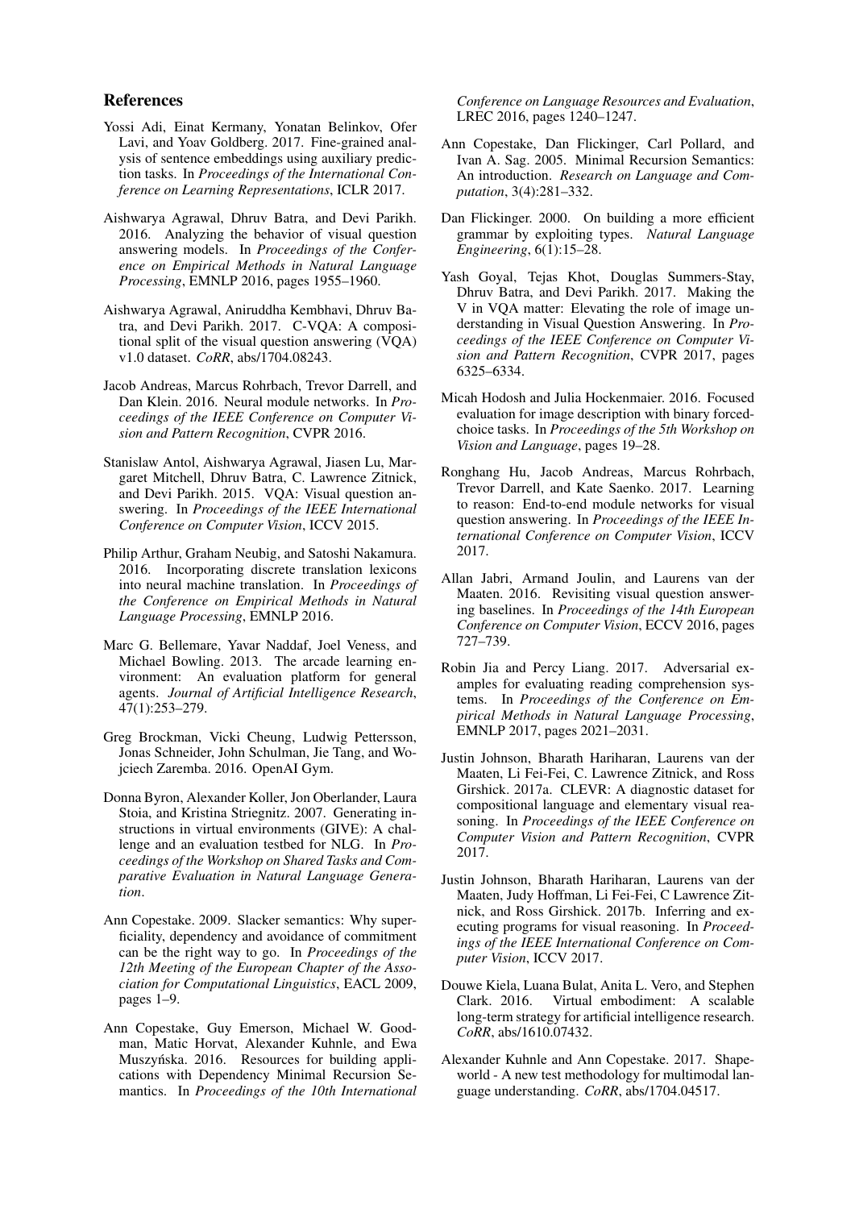## References

Yossi Adi, Einat Kermany, Yonatan Belinkov, Ofer Lavi, and Yoav Goldberg. 2017. Fine-grained analysis of sentence embeddings using auxiliary prediction tasks. In *Proceedings of the International Conference on Learning Representations*, ICLR 2017.

Aishwarya Agrawal, Dhruv Batra, and Devi Parikh. 2016. Analyzing the behavior of visual question answering models. In *Proceedings of the Conference on Empirical Methods in Natural Language Processing*, EMNLP 2016, pages 1955–1960.

Aishwarya Agrawal, Aniruddha Kembhavi, Dhruv Batra, and Devi Parikh. 2017. C-VQA: A compositional split of the visual question answering (VQA) v1.0 dataset. *CoRR*, abs/1704.08243.

Jacob Andreas, Marcus Rohrbach, Trevor Darrell, and Dan Klein. 2016. Neural module networks. In *Proceedings of the IEEE Conference on Computer Vision and Pattern Recognition*, CVPR 2016.

Stanislaw Antol, Aishwarya Agrawal, Jiasen Lu, Margaret Mitchell, Dhruv Batra, C. Lawrence Zitnick, and Devi Parikh. 2015. VQA: Visual question answering. In *Proceedings of the IEEE International Conference on Computer Vision*, ICCV 2015.

Philip Arthur, Graham Neubig, and Satoshi Nakamura. 2016. Incorporating discrete translation lexicons into neural machine translation. In *Proceedings of the Conference on Empirical Methods in Natural Language Processing*, EMNLP 2016.

Marc G. Bellemare, Yavar Naddaf, Joel Veness, and Michael Bowling. 2013. The arcade learning environment: An evaluation platform for general agents. *Journal of Artificial Intelligence Research*, 47(1):253–279.

Greg Brockman, Vicki Cheung, Ludwig Pettersson, Jonas Schneider, John Schulman, Jie Tang, and Wojciech Zaremba. 2016. OpenAI Gym.

Donna Byron, Alexander Koller, Jon Oberlander, Laura Stoia, and Kristina Striegnitz. 2007. Generating instructions in virtual environments (GIVE): A challenge and an evaluation testbed for NLG. In *Proceedings of the Workshop on Shared Tasks and Comparative Evaluation in Natural Language Generation*.

Ann Copestake. 2009. Slacker semantics: Why superficiality, dependency and avoidance of commitment can be the right way to go. In *Proceedings of the 12th Meeting of the European Chapter of the Association for Computational Linguistics*, EACL 2009, pages 1–9.

Ann Copestake, Guy Emerson, Michael W. Goodman, Matic Horvat, Alexander Kuhnle, and Ewa Muszyńska. 2016. Resources for building applications with Dependency Minimal Recursion Semantics. In *Proceedings of the 10th International Conference on Language Resources and Evaluation*, LREC 2016, pages 1240–1247.

Ann Copestake, Dan Flickinger, Carl Pollard, and Ivan A. Sag. 2005. Minimal Recursion Semantics: An introduction. *Research on Language and Computation*, 3(4):281–332.

Dan Flickinger. 2000. On building a more efficient grammar by exploiting types. *Natural Language Engineering*, 6(1):15–28.

Yash Goyal, Tejas Khot, Douglas Summers-Stay, Dhruv Batra, and Devi Parikh. 2017. Making the V in VQA matter: Elevating the role of image understanding in Visual Question Answering. In *Proceedings of the IEEE Conference on Computer Vision and Pattern Recognition*, CVPR 2017, pages 6325–6334.

Micah Hodosh and Julia Hockenmaier. 2016. Focused evaluation for image description with binary forced-choice tasks. In *Proceedings of the 5th Workshop on Vision and Language*, pages 19–28.

Ronghang Hu, Jacob Andreas, Marcus Rohrbach, Trevor Darrell, and Kate Saenko. 2017. Learning to reason: End-to-end module networks for visual question answering. In *Proceedings of the IEEE International Conference on Computer Vision*, ICCV 2017.

Allan Jabri, Armand Joulin, and Laurens van der Maaten. 2016. Revisiting visual question answering baselines. In *Proceedings of the 14th European Conference on Computer Vision*, ECCV 2016, pages 727–739.

Robin Jia and Percy Liang. 2017. Adversarial examples for evaluating reading comprehension systems. In *Proceedings of the Conference on Empirical Methods in Natural Language Processing*, EMNLP 2017, pages 2021–2031.

Justin Johnson, Bharath Hariharan, Laurens van der Maaten, Li Fei-Fei, C. Lawrence Zitnick, and Ross Girshick. 2017a. CLEVR: A diagnostic dataset for compositional language and elementary visual reasoning. In *Proceedings of the IEEE Conference on Computer Vision and Pattern Recognition*, CVPR 2017.

Justin Johnson, Bharath Hariharan, Laurens van der Maaten, Judy Hoffman, Li Fei-Fei, C Lawrence Zitnick, and Ross Girshick. 2017b. Inferring and executing programs for visual reasoning. In *Proceedings of the IEEE International Conference on Computer Vision*, ICCV 2017.

Douwe Kiela, Luana Bulat, Anita L. Vero, and Stephen Clark. 2016. Virtual embodiment: A scalable long-term strategy for artificial intelligence research. *CoRR*, abs/1610.07432.

Alexander Kuhnle and Ann Copestake. 2017. Shapeworld - A new test methodology for multimodal language understanding. *CoRR*, abs/1704.04517.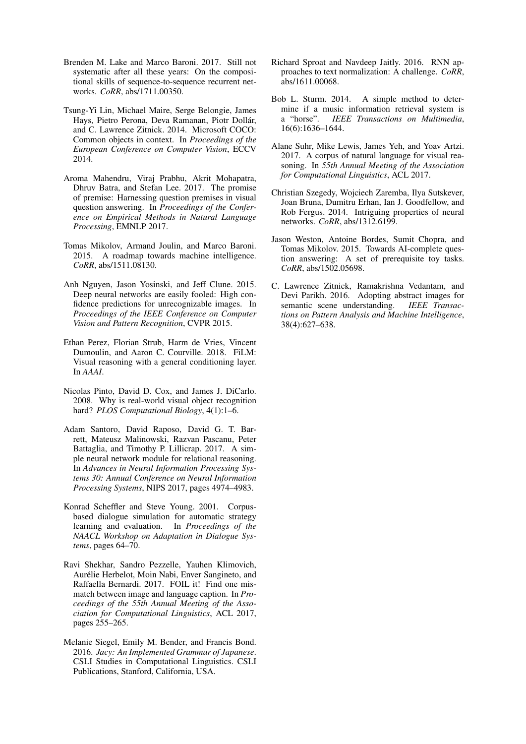Brenden M. Lake and Marco Baroni. 2017. Still not systematic after all these years: On the compositional skills of sequence-to-sequence recurrent networks. *CoRR*, abs/1711.00350.

Tsung-Yi Lin, Michael Maire, Serge Belongie, James Hays, Pietro Perona, Deva Ramanan, Piotr Dollár, and C. Lawrence Zitnick. 2014. Microsoft COCO: Common objects in context. In *Proceedings of the European Conference on Computer Vision*, ECCV 2014.

Aroma Mahendru, Viraj Prabhu, Akrit Mohapatra, Dhruv Batra, and Stefan Lee. 2017. The promise of premise: Harnessing question premises in visual question answering. In *Proceedings of the Conference on Empirical Methods in Natural Language Processing*, EMNLP 2017.

Tomas Mikolov, Armand Joulin, and Marco Baroni. 2015. A roadmap towards machine intelligence. *CoRR*, abs/1511.08130.

Anh Nguyen, Jason Yosinski, and Jeff Clune. 2015. Deep neural networks are easily fooled: High confidence predictions for unrecognizable images. In *Proceedings of the IEEE Conference on Computer Vision and Pattern Recognition*, CVPR 2015.

Ethan Perez, Florian Strub, Harm de Vries, Vincent Dumoulin, and Aaron C. Courville. 2018. FiLM: Visual reasoning with a general conditioning layer. In *AAAI*.

Nicolas Pinto, David D. Cox, and James J. DiCarlo. 2008. Why is real-world visual object recognition hard? *PLOS Computational Biology*, 4(1):1–6.

Adam Santoro, David Raposo, David G. T. Barrett, Mateusz Malinowski, Razvan Pascanu, Peter Battaglia, and Timothy P. Lillicrap. 2017. A simple neural network module for relational reasoning. In *Advances in Neural Information Processing Systems 30: Annual Conference on Neural Information Processing Systems*, NIPS 2017, pages 4974–4983.

Konrad Scheffler and Steve Young. 2001. Corpus-based dialogue simulation for automatic strategy learning and evaluation. In *Proceedings of the NAACL Workshop on Adaptation in Dialogue Systems*, pages 64–70.

Ravi Shekhar, Sandro Pezzelle, Yauhen Klimovich, Aurélie Herbelot, Moin Nabi, Enver Sangineto, and Raffaella Bernardi. 2017. FOIL it! Find one mismatch between image and language caption. In *Proceedings of the 55th Annual Meeting of the Association for Computational Linguistics*, ACL 2017, pages 255–265.

Melanie Siegel, Emily M. Bender, and Francis Bond. 2016. *Jacy: An Implemented Grammar of Japanese*. CSLI Studies in Computational Linguistics. CSLI Publications, Stanford, California, USA.

Richard Sproat and Navdeep Jaitly. 2016. RNN approaches to text normalization: A challenge. *CoRR*, abs/1611.00068.

Bob L. Sturm. 2014. A simple method to determine if a music information retrieval system is a "horse". *IEEE Transactions on Multimedia*, 16(6):1636–1644.

Alane Suhr, Mike Lewis, James Yeh, and Yoav Artzi. 2017. A corpus of natural language for visual reasoning. In *55th Annual Meeting of the Association for Computational Linguistics*, ACL 2017.

Christian Szegedy, Wojciech Zaremba, Ilya Sutskever, Joan Bruna, Dumitru Erhan, Ian J. Goodfellow, and Rob Fergus. 2014. Intriguing properties of neural networks. *CoRR*, abs/1312.6199.

Jason Weston, Antoine Bordes, Sumit Chopra, and Tomas Mikolov. 2015. Towards AI-complete question answering: A set of prerequisite toy tasks. *CoRR*, abs/1502.05698.

C. Lawrence Zitnick, Ramakrishna Vedantam, and Devi Parikh. 2016. Adopting abstract images for semantic scene understanding. *IEEE Transactions on Pattern Analysis and Machine Intelligence*, 38(4):627–638.